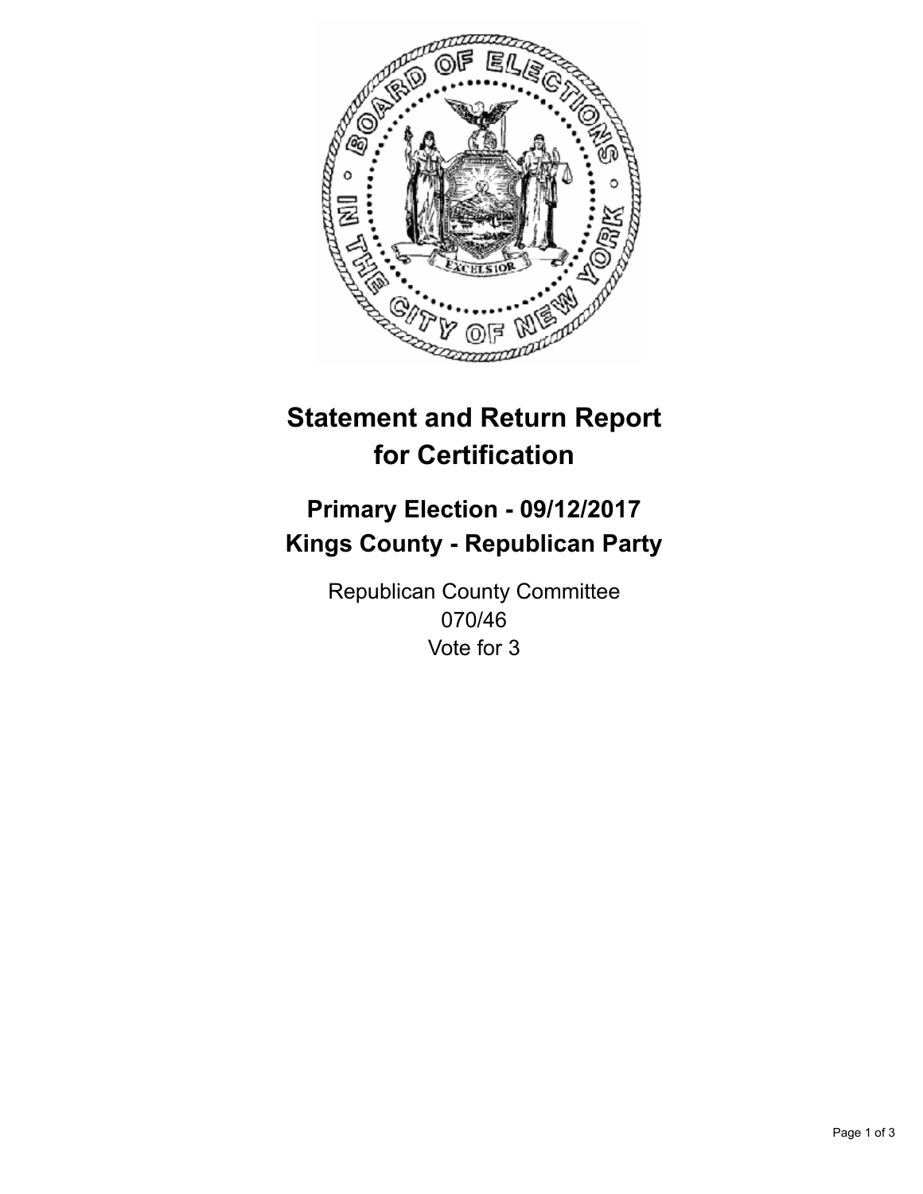# Statement and Return Report for Certification

## Primary Election - 09/12/2017
## Kings County - Republican Party

Republican County Committee
070/46
Vote for 3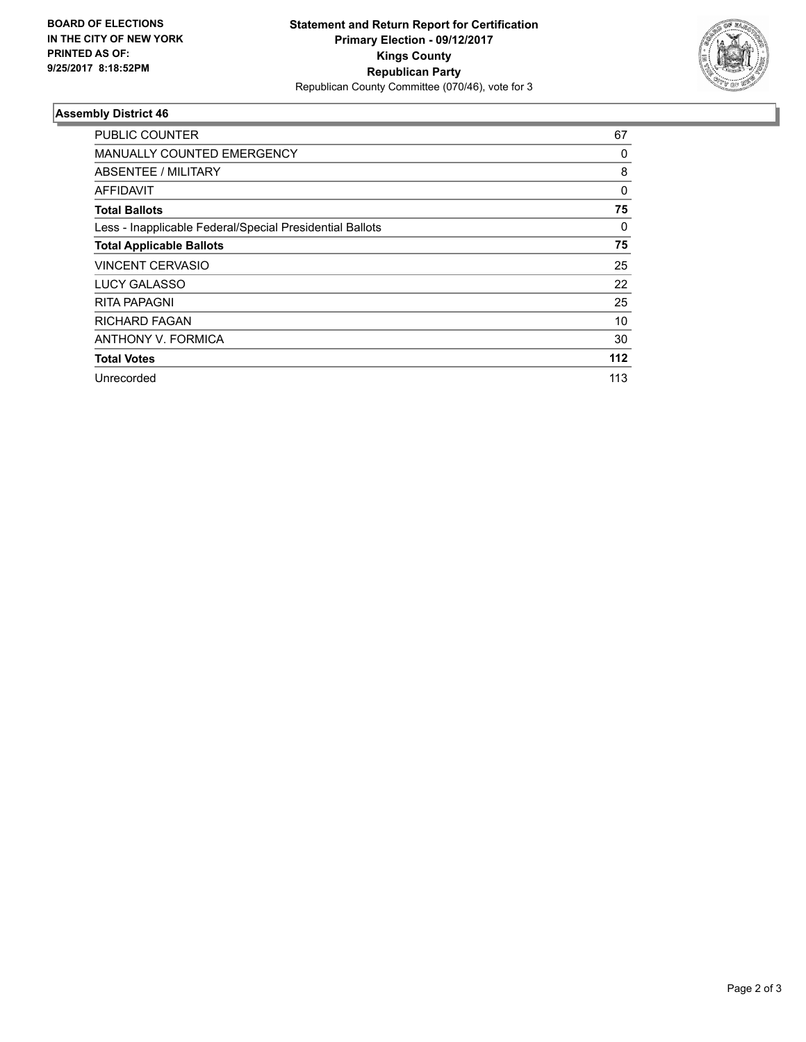**BOARD OF ELECTIONS IN THE CITY OF NEW YORK PRINTED AS OF: 9/25/2017 8:18:52PM**

**Statement and Return Report for Certification**
**Primary Election - 09/12/2017**
**Kings County**
**Republican Party**
Republican County Committee (070/46), vote for 3

### Assembly District 46

| | |
|---|---|
| PUBLIC COUNTER | 67 |
| MANUALLY COUNTED EMERGENCY | 0 |
| ABSENTEE / MILITARY | 8 |
| AFFIDAVIT | 0 |
| **Total Ballots** | **75** |
| Less - Inapplicable Federal/Special Presidential Ballots | 0 |
| **Total Applicable Ballots** | **75** |
| VINCENT CERVASIO | 25 |
| LUCY GALASSO | 22 |
| RITA PAPAGNI | 25 |
| RICHARD FAGAN | 10 |
| ANTHONY V. FORMICA | 30 |
| **Total Votes** | **112** |
| Unrecorded | 113 |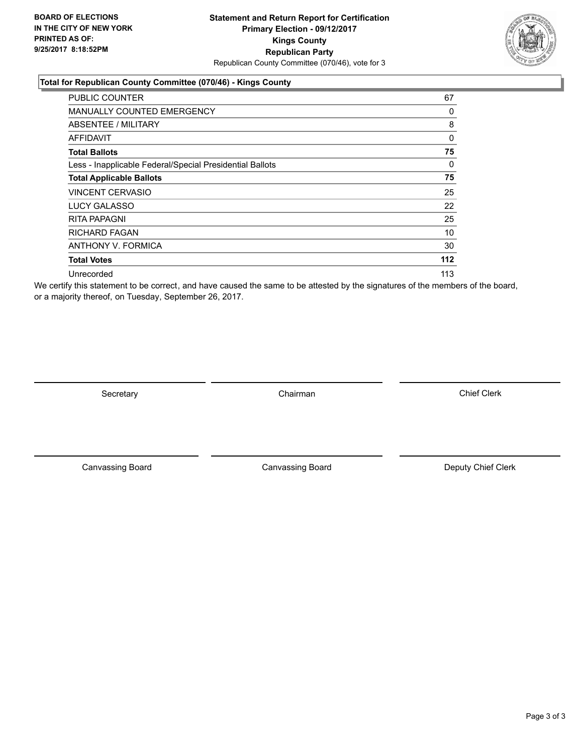**BOARD OF ELECTIONS IN THE CITY OF NEW YORK PRINTED AS OF: 9/25/2017 8:18:52PM**

**Statement and Return Report for Certification**
**Primary Election - 09/12/2017**
**Kings County**
**Republican Party**
Republican County Committee (070/46), vote for 3

**Total for Republican County Committee (070/46) - Kings County**

| | |
|---|---|
| PUBLIC COUNTER | 67 |
| MANUALLY COUNTED EMERGENCY | 0 |
| ABSENTEE / MILITARY | 8 |
| AFFIDAVIT | 0 |
| **Total Ballots** | **75** |
| Less - Inapplicable Federal/Special Presidential Ballots | 0 |
| **Total Applicable Ballots** | **75** |
| VINCENT CERVASIO | 25 |
| LUCY GALASSO | 22 |
| RITA PAPAGNI | 25 |
| RICHARD FAGAN | 10 |
| ANTHONY V. FORMICA | 30 |
| **Total Votes** | **112** |
| Unrecorded | 113 |

We certify this statement to be correct, and have caused the same to be attested by the signatures of the members of the board, or a majority thereof, on Tuesday, September 26, 2017.

Secretary

Chairman

Chief Clerk

Canvassing Board

Canvassing Board

Deputy Chief Clerk